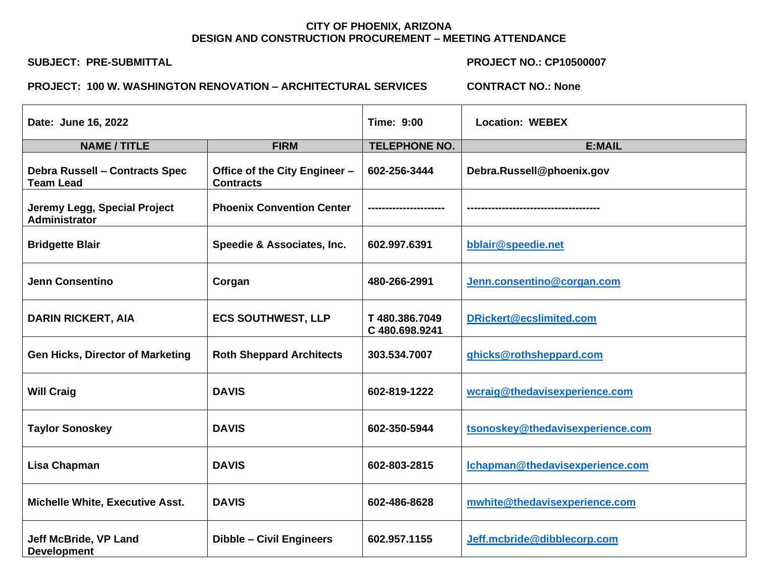**CITY OF PHOENIX, ARIZONA**
**DESIGN AND CONSTRUCTION PROCUREMENT – MEETING ATTENDANCE**

**SUBJECT: PRE-SUBMITTAL** **PROJECT NO.: CP10500007**

**PROJECT: 100 W. WASHINGTON RENOVATION – ARCHITECTURAL SERVICES** **CONTRACT NO.: None**

| Date: June 16, 2022 | | Time: 9:00 | Location: WEBEX |
|---|---|---|---|
| **NAME / TITLE** | **FIRM** | **TELEPHONE NO.** | **E:MAIL** |
| Debra Russell – Contracts Spec Team Lead | Office of the City Engineer – Contracts | 602-256-3444 | Debra.Russell@phoenix.gov |
| Jeremy Legg, Special Project Administrator | Phoenix Convention Center | --------------------- | ------------------------------------- |
| Bridgette Blair | Speedie & Associates, Inc. | 602.997.6391 | bblair@speedie.net |
| Jenn Consentino | Corgan | 480-266-2991 | Jenn.consentino@corgan.com |
| DARIN RICKERT, AIA | ECS SOUTHWEST, LLP | T 480.386.7049 C 480.698.9241 | DRickert@ecslimited.com |
| Gen Hicks, Director of Marketing | Roth Sheppard Architects | 303.534.7007 | ghicks@rothsheppard.com |
| Will Craig | DAVIS | 602-819-1222 | wcraig@thedavisexperience.com |
| Taylor Sonoskey | DAVIS | 602-350-5944 | tsonoskey@thedavisexperience.com |
| Lisa Chapman | DAVIS | 602-803-2815 | lchapman@thedavisexperience.com |
| Michelle White, Executive Asst. | DAVIS | 602-486-8628 | mwhite@thedavisexperience.com |
| Jeff McBride, VP Land Development | Dibble – Civil Engineers | 602.957.1155 | Jeff.mcbride@dibblecorp.com |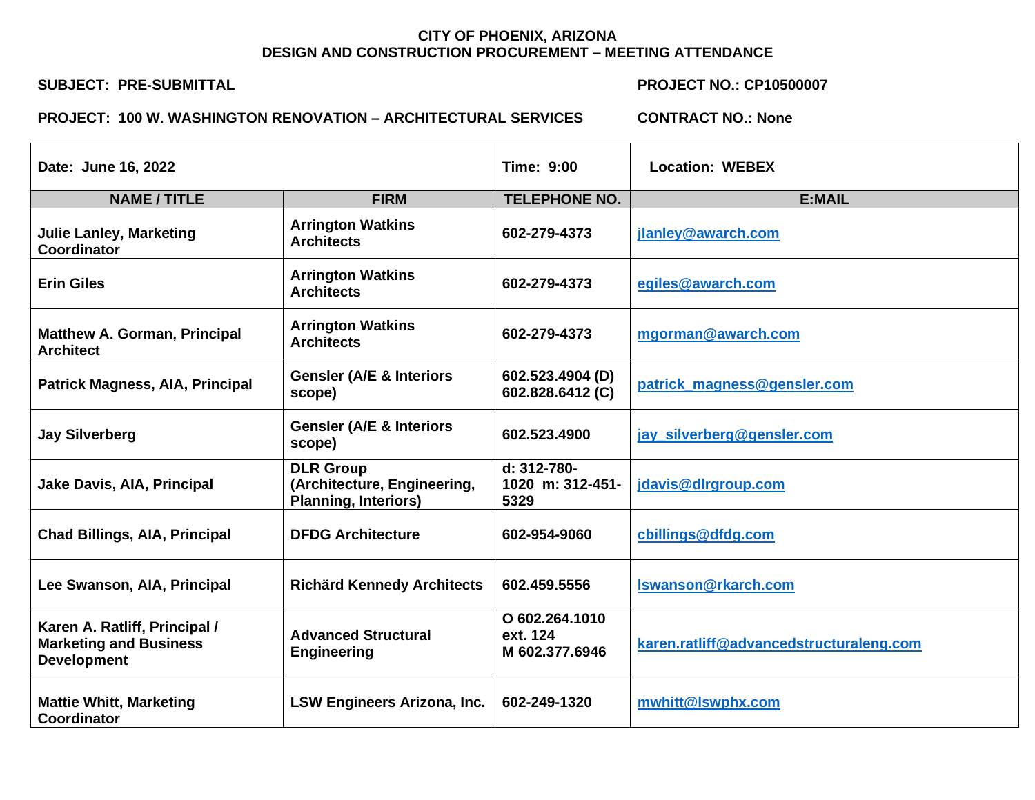**CITY OF PHOENIX, ARIZONA**
**DESIGN AND CONSTRUCTION PROCUREMENT – MEETING ATTENDANCE**

**SUBJECT: PRE-SUBMITTAL** **PROJECT NO.: CP10500007**

**PROJECT: 100 W. WASHINGTON RENOVATION – ARCHITECTURAL SERVICES** **CONTRACT NO.: None**

| Date: June 16, 2022 | | Time: 9:00 | Location: WEBEX |
|---|---|---|---|
| **NAME / TITLE** | **FIRM** | **TELEPHONE NO.** | **E:MAIL** |
| Julie Lanley, Marketing Coordinator | Arrington Watkins Architects | 602-279-4373 | jlanley@awarch.com |
| Erin Giles | Arrington Watkins Architects | 602-279-4373 | egiles@awarch.com |
| Matthew A. Gorman, Principal Architect | Arrington Watkins Architects | 602-279-4373 | mgorman@awarch.com |
| Patrick Magness, AIA, Principal | Gensler (A/E & Interiors scope) | 602.523.4904 (D) 602.828.6412 (C) | patrick_magness@gensler.com |
| Jay Silverberg | Gensler (A/E & Interiors scope) | 602.523.4900 | jay_silverberg@gensler.com |
| Jake Davis, AIA, Principal | DLR Group (Architecture, Engineering, Planning, Interiors) | d: 312-780-1020 m: 312-451-5329 | jdavis@dlrgroup.com |
| Chad Billings, AIA, Principal | DFDG Architecture | 602-954-9060 | cbillings@dfdg.com |
| Lee Swanson, AIA, Principal | Richärd Kennedy Architects | 602.459.5556 | lswanson@rkarch.com |
| Karen A. Ratliff, Principal / Marketing and Business Development | Advanced Structural Engineering | O 602.264.1010 ext. 124 M 602.377.6946 | karen.ratliff@advancedstructuraleng.com |
| Mattie Whitt, Marketing Coordinator | LSW Engineers Arizona, Inc. | 602-249-1320 | mwhitt@lswphx.com |